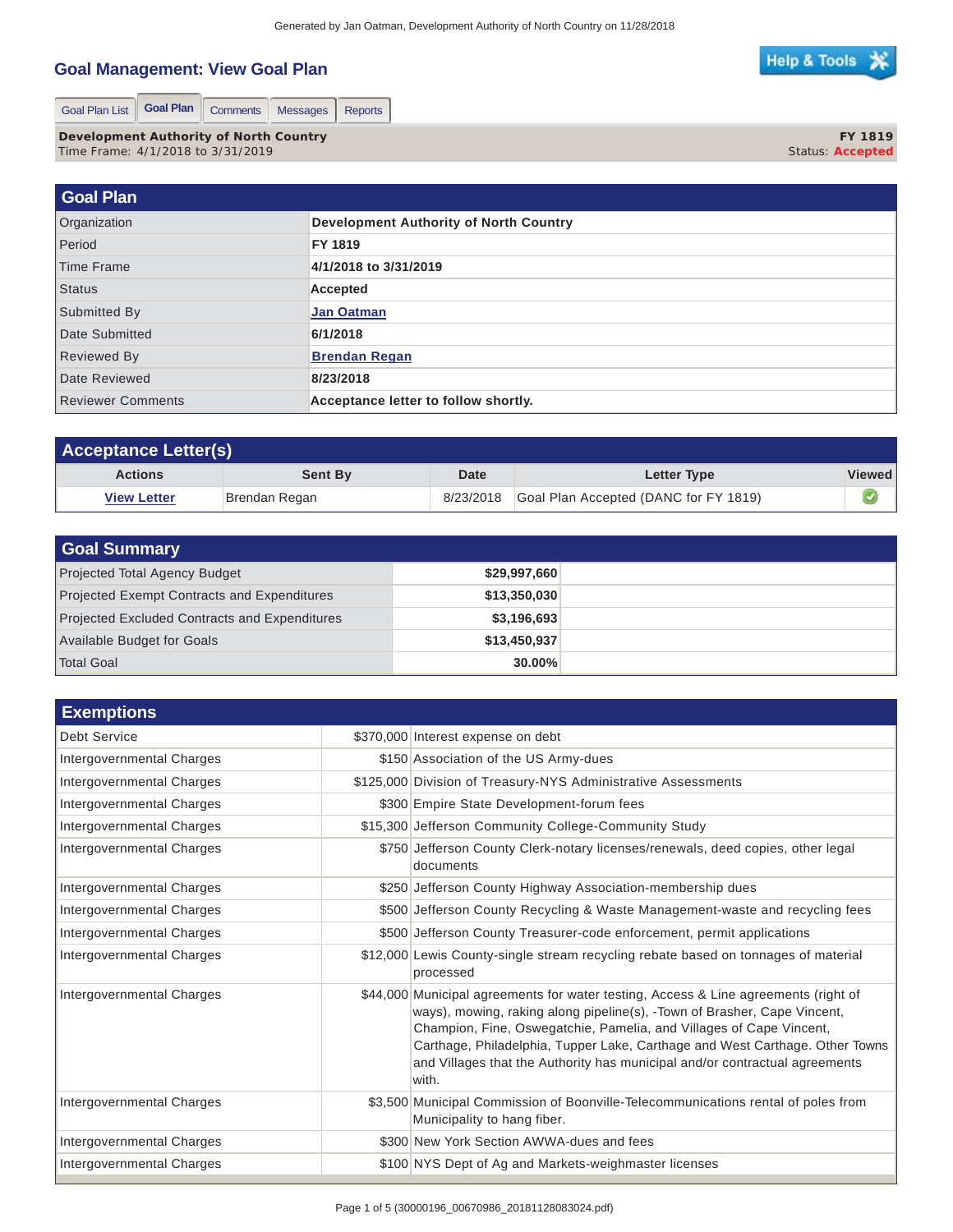Generated by Jan Oatman, Development Authority of North Country on 11/28/2018

# Goal Management: View Goal Plan

Help & Tools

Goal Plan List | **Goal Plan** | Comments | Messages | Reports

**Development Authority of North Country** — **FY 1819**
Time Frame: 4/1/2018 to 3/31/2019 — Status: **Accepted**

## Goal Plan

| | |
|---|---|
| Organization | **Development Authority of North Country** |
| Period | **FY 1819** |
| Time Frame | **4/1/2018 to 3/31/2019** |
| Status | **Accepted** |
| Submitted By | **Jan Oatman** |
| Date Submitted | **6/1/2018** |
| Reviewed By | **Brendan Regan** |
| Date Reviewed | **8/23/2018** |
| Reviewer Comments | **Acceptance letter to follow shortly.** |

## Acceptance Letter(s)

| Actions | Sent By | Date | Letter Type | Viewed |
|---|---|---|---|---|
| View Letter | Brendan Regan | 8/23/2018 | Goal Plan Accepted (DANC for FY 1819) | ✔ |

## Goal Summary

| | | |
|---|---|---|
| Projected Total Agency Budget | **$29,997,660** | |
| Projected Exempt Contracts and Expenditures | **$13,350,030** | |
| Projected Excluded Contracts and Expenditures | **$3,196,693** | |
| Available Budget for Goals | **$13,450,937** | |
| Total Goal | **30.00%** | |

## Exemptions

| | | |
|---|---|---|
| Debt Service | $370,000 | Interest expense on debt |
| Intergovernmental Charges | $150 | Association of the US Army-dues |
| Intergovernmental Charges | $125,000 | Division of Treasury-NYS Administrative Assessments |
| Intergovernmental Charges | $300 | Empire State Development-forum fees |
| Intergovernmental Charges | $15,300 | Jefferson Community College-Community Study |
| Intergovernmental Charges | $750 | Jefferson County Clerk-notary licenses/renewals, deed copies, other legal documents |
| Intergovernmental Charges | $250 | Jefferson County Highway Association-membership dues |
| Intergovernmental Charges | $500 | Jefferson County Recycling & Waste Management-waste and recycling fees |
| Intergovernmental Charges | $500 | Jefferson County Treasurer-code enforcement, permit applications |
| Intergovernmental Charges | $12,000 | Lewis County-single stream recycling rebate based on tonnages of material processed |
| Intergovernmental Charges | $44,000 | Municipal agreements for water testing, Access & Line agreements (right of ways), mowing, raking along pipeline(s), -Town of Brasher, Cape Vincent, Champion, Fine, Oswegatchie, Pamelia, and Villages of Cape Vincent, Carthage, Philadelphia, Tupper Lake, Carthage and West Carthage. Other Towns and Villages that the Authority has municipal and/or contractual agreements with. |
| Intergovernmental Charges | $3,500 | Municipal Commission of Boonville-Telecommunications rental of poles from Municipality to hang fiber. |
| Intergovernmental Charges | $300 | New York Section AWWA-dues and fees |
| Intergovernmental Charges | $100 | NYS Dept of Ag and Markets-weighmaster licenses |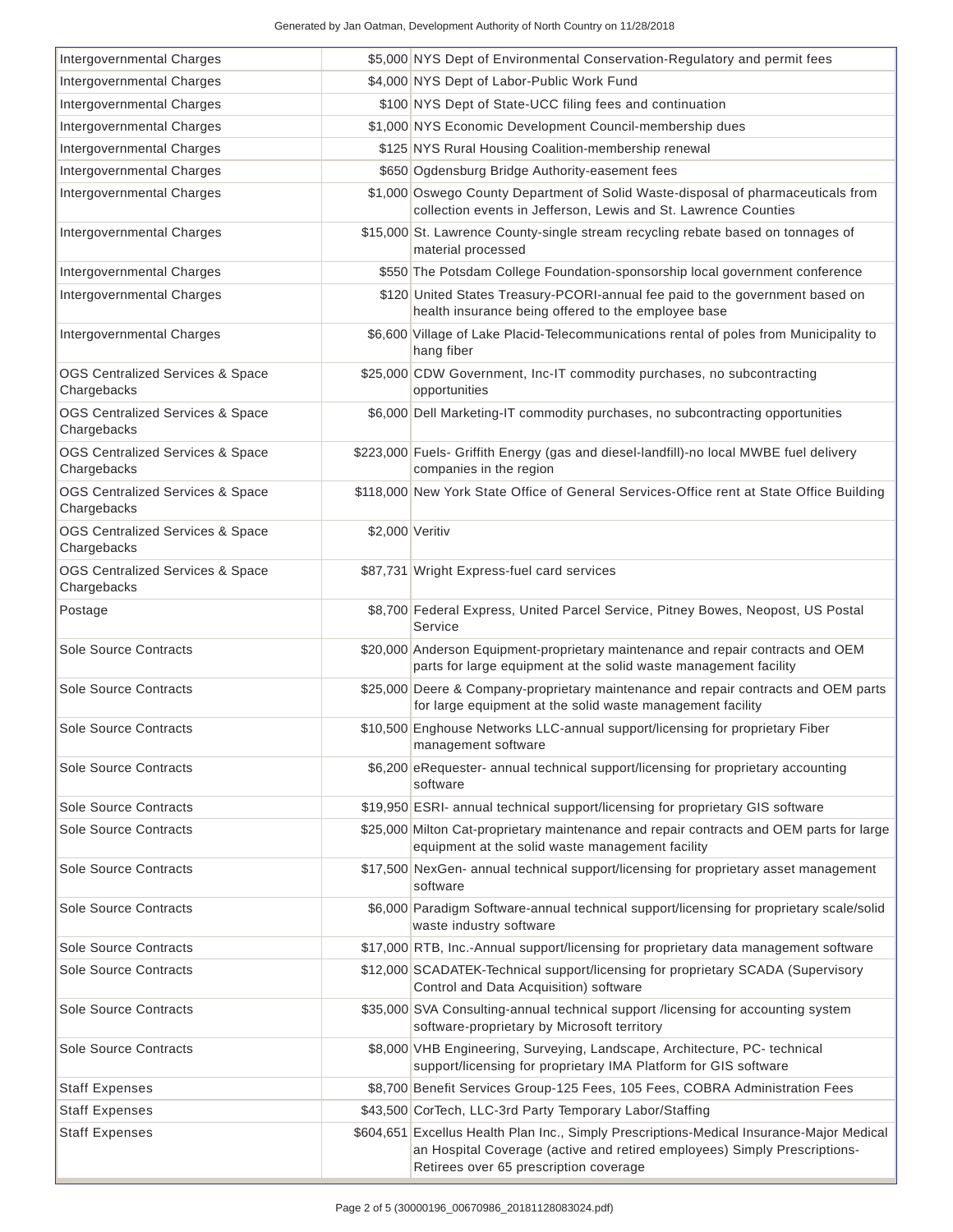| | | |
|---|---|---|
| Intergovernmental Charges | $5,000 | NYS Dept of Environmental Conservation-Regulatory and permit fees |
| Intergovernmental Charges | $4,000 | NYS Dept of Labor-Public Work Fund |
| Intergovernmental Charges | $100 | NYS Dept of State-UCC filing fees and continuation |
| Intergovernmental Charges | $1,000 | NYS Economic Development Council-membership dues |
| Intergovernmental Charges | $125 | NYS Rural Housing Coalition-membership renewal |
| Intergovernmental Charges | $650 | Ogdensburg Bridge Authority-easement fees |
| Intergovernmental Charges | $1,000 | Oswego County Department of Solid Waste-disposal of pharmaceuticals from collection events in Jefferson, Lewis and St. Lawrence Counties |
| Intergovernmental Charges | $15,000 | St. Lawrence County-single stream recycling rebate based on tonnages of material processed |
| Intergovernmental Charges | $550 | The Potsdam College Foundation-sponsorship local government conference |
| Intergovernmental Charges | $120 | United States Treasury-PCORI-annual fee paid to the government based on health insurance being offered to the employee base |
| Intergovernmental Charges | $6,600 | Village of Lake Placid-Telecommunications rental of poles from Municipality to hang fiber |
| OGS Centralized Services & Space Chargebacks | $25,000 | CDW Government, Inc-IT commodity purchases, no subcontracting opportunities |
| OGS Centralized Services & Space Chargebacks | $6,000 | Dell Marketing-IT commodity purchases, no subcontracting opportunities |
| OGS Centralized Services & Space Chargebacks | $223,000 | Fuels- Griffith Energy (gas and diesel-landfill)-no local MWBE fuel delivery companies in the region |
| OGS Centralized Services & Space Chargebacks | $118,000 | New York State Office of General Services-Office rent at State Office Building |
| OGS Centralized Services & Space Chargebacks | $2,000 | Veritiv |
| OGS Centralized Services & Space Chargebacks | $87,731 | Wright Express-fuel card services |
| Postage | $8,700 | Federal Express, United Parcel Service, Pitney Bowes, Neopost, US Postal Service |
| Sole Source Contracts | $20,000 | Anderson Equipment-proprietary maintenance and repair contracts and OEM parts for large equipment at the solid waste management facility |
| Sole Source Contracts | $25,000 | Deere & Company-proprietary maintenance and repair contracts and OEM parts for large equipment at the solid waste management facility |
| Sole Source Contracts | $10,500 | Enghouse Networks LLC-annual support/licensing for proprietary Fiber management software |
| Sole Source Contracts | $6,200 | eRequester- annual technical support/licensing for proprietary accounting software |
| Sole Source Contracts | $19,950 | ESRI- annual technical support/licensing for proprietary GIS software |
| Sole Source Contracts | $25,000 | Milton Cat-proprietary maintenance and repair contracts and OEM parts for large equipment at the solid waste management facility |
| Sole Source Contracts | $17,500 | NexGen- annual technical support/licensing for proprietary asset management software |
| Sole Source Contracts | $6,000 | Paradigm Software-annual technical support/licensing for proprietary scale/solid waste industry software |
| Sole Source Contracts | $17,000 | RTB, Inc.-Annual support/licensing for proprietary data management software |
| Sole Source Contracts | $12,000 | SCADATEK-Technical support/licensing for proprietary SCADA (Supervisory Control and Data Acquisition) software |
| Sole Source Contracts | $35,000 | SVA Consulting-annual technical support /licensing for accounting system software-proprietary by Microsoft territory |
| Sole Source Contracts | $8,000 | VHB Engineering, Surveying, Landscape, Architecture, PC- technical support/licensing for proprietary IMA Platform for GIS software |
| Staff Expenses | $8,700 | Benefit Services Group-125 Fees, 105 Fees, COBRA Administration Fees |
| Staff Expenses | $43,500 | CorTech, LLC-3rd Party Temporary Labor/Staffing |
| Staff Expenses | $604,651 | Excellus Health Plan Inc., Simply Prescriptions-Medical Insurance-Major Medical an Hospital Coverage (active and retired employees) Simply Prescriptions-Retirees over 65 prescription coverage |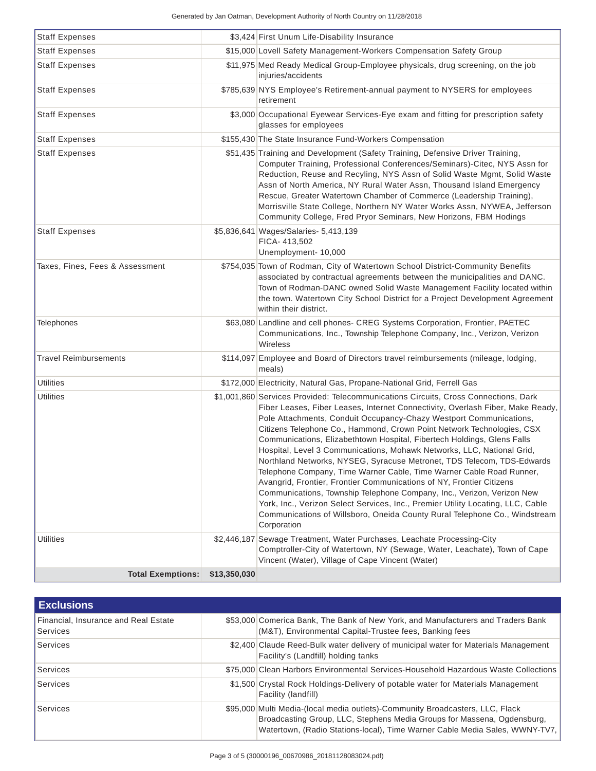| | | |
|---|---|---|
| Staff Expenses | $3,424 | First Unum Life-Disability Insurance |
| Staff Expenses | $15,000 | Lovell Safety Management-Workers Compensation Safety Group |
| Staff Expenses | $11,975 | Med Ready Medical Group-Employee physicals, drug screening, on the job injuries/accidents |
| Staff Expenses | $785,639 | NYS Employee's Retirement-annual payment to NYSERS for employees retirement |
| Staff Expenses | $3,000 | Occupational Eyewear Services-Eye exam and fitting for prescription safety glasses for employees |
| Staff Expenses | $155,430 | The State Insurance Fund-Workers Compensation |
| Staff Expenses | $51,435 | Training and Development (Safety Training, Defensive Driver Training, Computer Training, Professional Conferences/Seminars)-Citec, NYS Assn for Reduction, Reuse and Recyling, NYS Assn of Solid Waste Mgmt, Solid Waste Assn of North America, NY Rural Water Assn, Thousand Island Emergency Rescue, Greater Watertown Chamber of Commerce (Leadership Training), Morrisville State College, Northern NY Water Works Assn, NYWEA, Jefferson Community College, Fred Pryor Seminars, New Horizons, FBM Hodings |
| Staff Expenses | $5,836,641 | Wages/Salaries- 5,413,139<br>FICA- 413,502<br>Unemployment- 10,000 |
| Taxes, Fines, Fees & Assessment | $754,035 | Town of Rodman, City of Watertown School District-Community Benefits associated by contractual agreements between the municipalities and DANC. Town of Rodman-DANC owned Solid Waste Management Facility located within the town. Watertown City School District for a Project Development Agreement within their district. |
| Telephones | $63,080 | Landline and cell phones- CREG Systems Corporation, Frontier, PAETEC Communications, Inc., Township Telephone Company, Inc., Verizon, Verizon Wireless |
| Travel Reimbursements | $114,097 | Employee and Board of Directors travel reimbursements (mileage, lodging, meals) |
| Utilities | $172,000 | Electricity, Natural Gas, Propane-National Grid, Ferrell Gas |
| Utilities | $1,001,860 | Services Provided: Telecommunications Circuits, Cross Connections, Dark Fiber Leases, Fiber Leases, Internet Connectivity, Overlash Fiber, Make Ready, Pole Attachments, Conduit Occupancy-Chazy Westport Communications, Citizens Telephone Co., Hammond, Crown Point Network Technologies, CSX Communications, Elizabethtown Hospital, Fibertech Holdings, Glens Falls Hospital, Level 3 Communications, Mohawk Networks, LLC, National Grid, Northland Networks, NYSEG, Syracuse Metronet, TDS Telecom, TDS-Edwards Telephone Company, Time Warner Cable, Time Warner Cable Road Runner, Avangrid, Frontier, Frontier Communications of NY, Frontier Citizens Communications, Township Telephone Company, Inc., Verizon, Verizon New York, Inc., Verizon Select Services, Inc., Premier Utility Locating, LLC, Cable Communications of Willsboro, Oneida County Rural Telephone Co., Windstream Corporation |
| Utilities | $2,446,187 | Sewage Treatment, Water Purchases, Leachate Processing-City Comptroller-City of Watertown, NY (Sewage, Water, Leachate), Town of Cape Vincent (Water), Village of Cape Vincent (Water) |
| **Total Exemptions:** | **$13,350,030** | |

## Exclusions

| | | |
|---|---|---|
| Financial, Insurance and Real Estate Services | $53,000 | Comerica Bank, The Bank of New York, and Manufacturers and Traders Bank (M&T), Environmental Capital-Trustee fees, Banking fees |
| Services | $2,400 | Claude Reed-Bulk water delivery of municipal water for Materials Management Facility's (Landfill) holding tanks |
| Services | $75,000 | Clean Harbors Environmental Services-Household Hazardous Waste Collections |
| Services | $1,500 | Crystal Rock Holdings-Delivery of potable water for Materials Management Facility (landfill) |
| Services | $95,000 | Multi Media-(local media outlets)-Community Broadcasters, LLC, Flack Broadcasting Group, LLC, Stephens Media Groups for Massena, Ogdensburg, Watertown, (Radio Stations-local), Time Warner Cable Media Sales, WWNY-TV7, |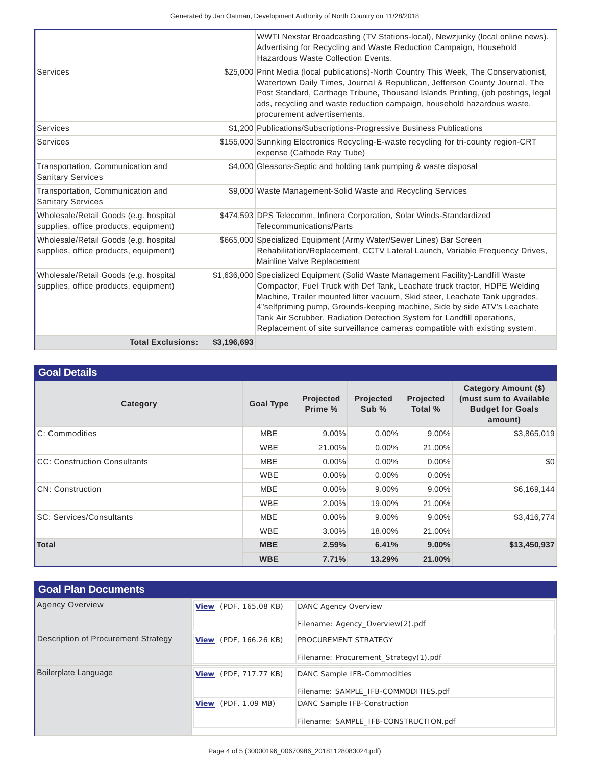| | | |
|---|---|---|
| | | WWTI Nexstar Broadcasting (TV Stations-local), Newzjunky (local online news). Advertising for Recycling and Waste Reduction Campaign, Household Hazardous Waste Collection Events. |
| Services | $25,000 | Print Media (local publications)-North Country This Week, The Conservationist, Watertown Daily Times, Journal & Republican, Jefferson County Journal, The Post Standard, Carthage Tribune, Thousand Islands Printing, (job postings, legal ads, recycling and waste reduction campaign, household hazardous waste, procurement advertisements. |
| Services | $1,200 | Publications/Subscriptions-Progressive Business Publications |
| Services | $155,000 | Sunnking Electronics Recycling-E-waste recycling for tri-county region-CRT expense (Cathode Ray Tube) |
| Transportation, Communication and Sanitary Services | $4,000 | Gleasons-Septic and holding tank pumping & waste disposal |
| Transportation, Communication and Sanitary Services | $9,000 | Waste Management-Solid Waste and Recycling Services |
| Wholesale/Retail Goods (e.g. hospital supplies, office products, equipment) | $474,593 | DPS Telecomm, Infinera Corporation, Solar Winds-Standardized Telecommunications/Parts |
| Wholesale/Retail Goods (e.g. hospital supplies, office products, equipment) | $665,000 | Specialized Equipment (Army Water/Sewer Lines) Bar Screen Rehabilitation/Replacement, CCTV Lateral Launch, Variable Frequency Drives, Mainline Valve Replacement |
| Wholesale/Retail Goods (e.g. hospital supplies, office products, equipment) | $1,636,000 | Specialized Equipment (Solid Waste Management Facility)-Landfill Waste Compactor, Fuel Truck with Def Tank, Leachate truck tractor, HDPE Welding Machine, Trailer mounted litter vacuum, Skid steer, Leachate Tank upgrades, 4"selfpriming pump, Grounds-keeping machine, Side by side ATV's Leachate Tank Air Scrubber, Radiation Detection System for Landfill operations, Replacement of site surveillance cameras compatible with existing system. |
| **Total Exclusions:** | **$3,196,693** | |

## Goal Details

| Category | Goal Type | Projected Prime % | Projected Sub % | Projected Total % | Category Amount ($) (must sum to Available Budget for Goals amount) |
|---|---|---|---|---|---|
| C: Commodities | MBE | 9.00% | 0.00% | 9.00% | $3,865,019 |
| | WBE | 21.00% | 0.00% | 21.00% | |
| CC: Construction Consultants | MBE | 0.00% | 0.00% | 0.00% | $0 |
| | WBE | 0.00% | 0.00% | 0.00% | |
| CN: Construction | MBE | 0.00% | 9.00% | 9.00% | $6,169,144 |
| | WBE | 2.00% | 19.00% | 21.00% | |
| SC: Services/Consultants | MBE | 0.00% | 9.00% | 9.00% | $3,416,774 |
| | WBE | 3.00% | 18.00% | 21.00% | |
| **Total** | **MBE** | **2.59%** | **6.41%** | **9.00%** | **$13,450,937** |
| | **WBE** | **7.71%** | **13.29%** | **21.00%** | |

## Goal Plan Documents

| Document | File | Description |
|---|---|---|
| Agency Overview | View (PDF, 165.08 KB) | DANC Agency Overview<br>Filename: Agency_Overview(2).pdf |
| Description of Procurement Strategy | View (PDF, 166.26 KB) | PROCUREMENT STRATEGY<br>Filename: Procurement_Strategy(1).pdf |
| Boilerplate Language | View (PDF, 717.77 KB) | DANC Sample IFB-Commodities<br>Filename: SAMPLE_IFB-COMMODITIES.pdf |
| | View (PDF, 1.09 MB) | DANC Sample IFB-Construction<br>Filename: SAMPLE_IFB-CONSTRUCTION.pdf |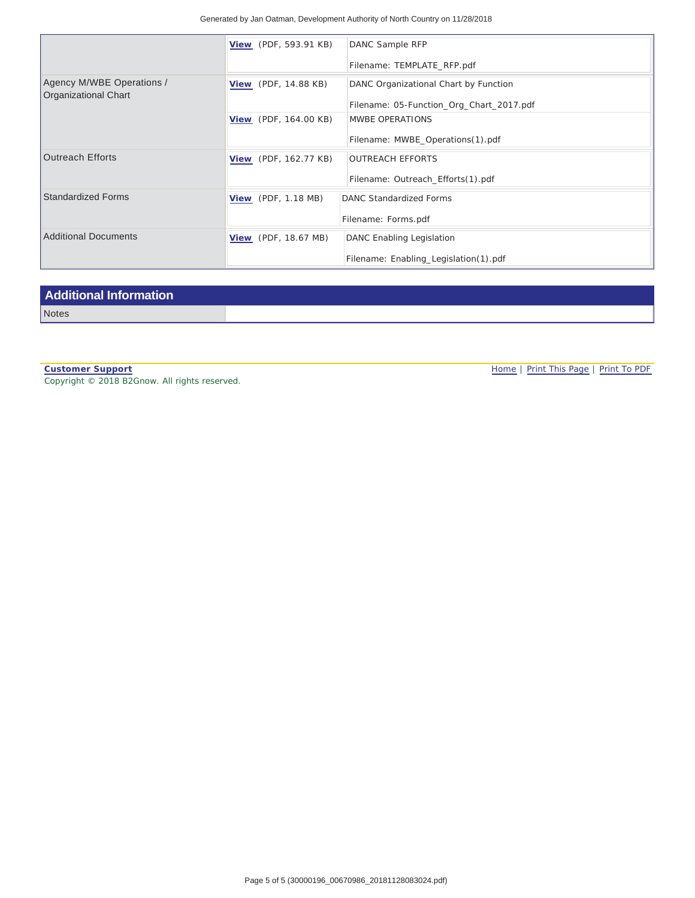| | | |
|---|---|---|
| | View (PDF, 593.91 KB) | DANC Sample RFP<br><br>Filename: TEMPLATE_RFP.pdf |
| Agency M/WBE Operations / Organizational Chart | View (PDF, 14.88 KB) | DANC Organizational Chart by Function<br><br>Filename: 05-Function_Org_Chart_2017.pdf |
| | View (PDF, 164.00 KB) | MWBE OPERATIONS<br><br>Filename: MWBE_Operations(1).pdf |
| Outreach Efforts | View (PDF, 162.77 KB) | OUTREACH EFFORTS<br><br>Filename: Outreach_Efforts(1).pdf |
| Standardized Forms | View (PDF, 1.18 MB) | DANC Standardized Forms<br><br>Filename: Forms.pdf |
| Additional Documents | View (PDF, 18.67 MB) | DANC Enabling Legislation<br><br>Filename: Enabling_Legislation(1).pdf |

## Additional Information

| | |
|---|---|
| Notes | |

**Customer Support**

Copyright © 2018 B2Gnow. All rights reserved.

Home | Print This Page | Print To PDF